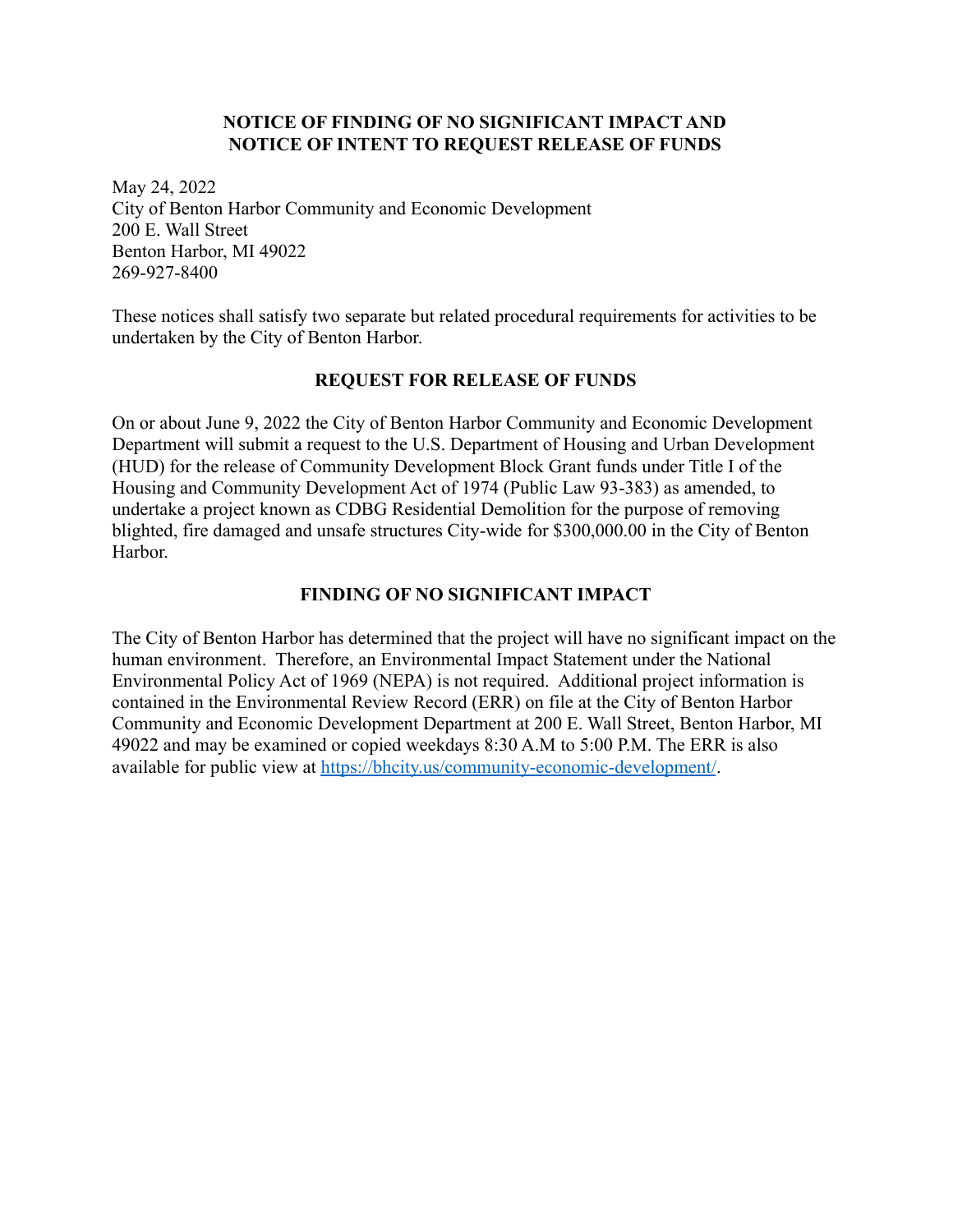# NOTICE OF FINDING OF NO SIGNIFICANT IMPACT AND NOTICE OF INTENT TO REQUEST RELEASE OF FUNDS

May 24, 2022
City of Benton Harbor Community and Economic Development
200 E. Wall Street
Benton Harbor, MI 49022
269-927-8400

These notices shall satisfy two separate but related procedural requirements for activities to be undertaken by the City of Benton Harbor.

## REQUEST FOR RELEASE OF FUNDS

On or about June 9, 2022 the City of Benton Harbor Community and Economic Development Department will submit a request to the U.S. Department of Housing and Urban Development (HUD) for the release of Community Development Block Grant funds under Title I of the Housing and Community Development Act of 1974 (Public Law 93-383) as amended, to undertake a project known as CDBG Residential Demolition for the purpose of removing blighted, fire damaged and unsafe structures City-wide for $300,000.00 in the City of Benton Harbor.

## FINDING OF NO SIGNIFICANT IMPACT

The City of Benton Harbor has determined that the project will have no significant impact on the human environment. Therefore, an Environmental Impact Statement under the National Environmental Policy Act of 1969 (NEPA) is not required. Additional project information is contained in the Environmental Review Record (ERR) on file at the City of Benton Harbor Community and Economic Development Department at 200 E. Wall Street, Benton Harbor, MI 49022 and may be examined or copied weekdays 8:30 A.M to 5:00 P.M. The ERR is also available for public view at https://bhcity.us/community-economic-development/.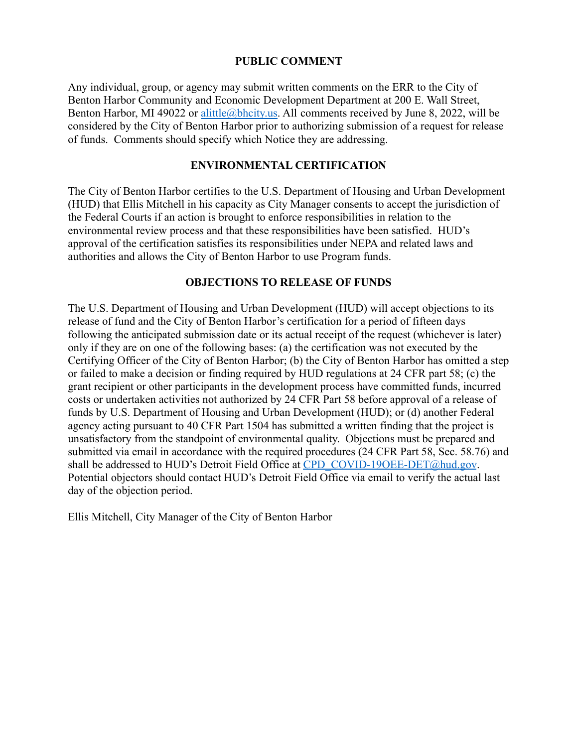## PUBLIC COMMENT

Any individual, group, or agency may submit written comments on the ERR to the City of Benton Harbor Community and Economic Development Department at 200 E. Wall Street, Benton Harbor, MI 49022 or alittle@bhcity.us. All comments received by June 8, 2022, will be considered by the City of Benton Harbor prior to authorizing submission of a request for release of funds. Comments should specify which Notice they are addressing.

## ENVIRONMENTAL CERTIFICATION

The City of Benton Harbor certifies to the U.S. Department of Housing and Urban Development (HUD) that Ellis Mitchell in his capacity as City Manager consents to accept the jurisdiction of the Federal Courts if an action is brought to enforce responsibilities in relation to the environmental review process and that these responsibilities have been satisfied. HUD's approval of the certification satisfies its responsibilities under NEPA and related laws and authorities and allows the City of Benton Harbor to use Program funds.

## OBJECTIONS TO RELEASE OF FUNDS

The U.S. Department of Housing and Urban Development (HUD) will accept objections to its release of fund and the City of Benton Harbor's certification for a period of fifteen days following the anticipated submission date or its actual receipt of the request (whichever is later) only if they are on one of the following bases: (a) the certification was not executed by the Certifying Officer of the City of Benton Harbor; (b) the City of Benton Harbor has omitted a step or failed to make a decision or finding required by HUD regulations at 24 CFR part 58; (c) the grant recipient or other participants in the development process have committed funds, incurred costs or undertaken activities not authorized by 24 CFR Part 58 before approval of a release of funds by U.S. Department of Housing and Urban Development (HUD); or (d) another Federal agency acting pursuant to 40 CFR Part 1504 has submitted a written finding that the project is unsatisfactory from the standpoint of environmental quality. Objections must be prepared and submitted via email in accordance with the required procedures (24 CFR Part 58, Sec. 58.76) and shall be addressed to HUD's Detroit Field Office at CPD_COVID-19OEE-DET@hud.gov. Potential objectors should contact HUD's Detroit Field Office via email to verify the actual last day of the objection period.

Ellis Mitchell, City Manager of the City of Benton Harbor